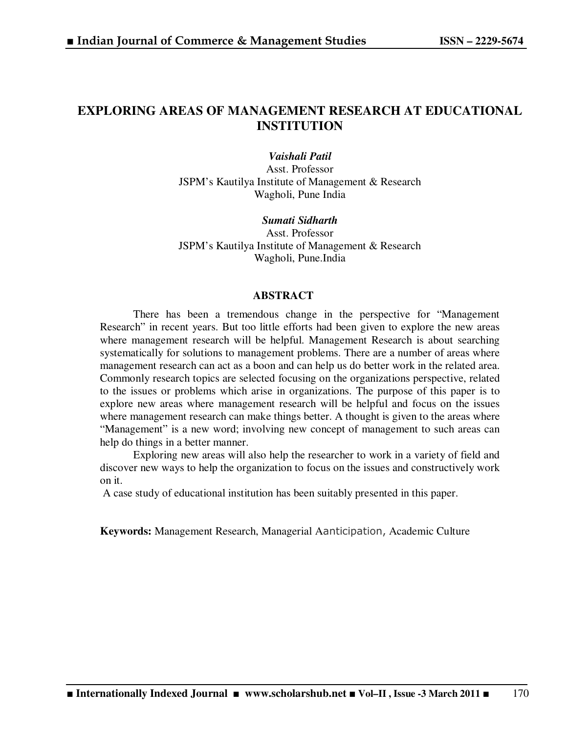# EXPLORING AREAS OF MANAGEMENT RESEARCH AT EDUCATIONAL INSTITUTION

***Vaishali Patil***
Asst. Professor
JSPM's Kautilya Institute of Management & Research
Wagholi, Pune India

***Sumati Sidharth***
Asst. Professor
JSPM's Kautilya Institute of Management & Research
Wagholi, Pune.India

## ABSTRACT

There has been a tremendous change in the perspective for "Management Research" in recent years. But too little efforts had been given to explore the new areas where management research will be helpful. Management Research is about searching systematically for solutions to management problems. There are a number of areas where management research can act as a boon and can help us do better work in the related area. Commonly research topics are selected focusing on the organizations perspective, related to the issues or problems which arise in organizations. The purpose of this paper is to explore new areas where management research will be helpful and focus on the issues where management research can make things better. A thought is given to the areas where "Management" is a new word; involving new concept of management to such areas can help do things in a better manner.

Exploring new areas will also help the researcher to work in a variety of field and discover new ways to help the organization to focus on the issues and constructively work on it.

A case study of educational institution has been suitably presented in this paper.

**Keywords:** Management Research, Managerial Aanticipation, Academic Culture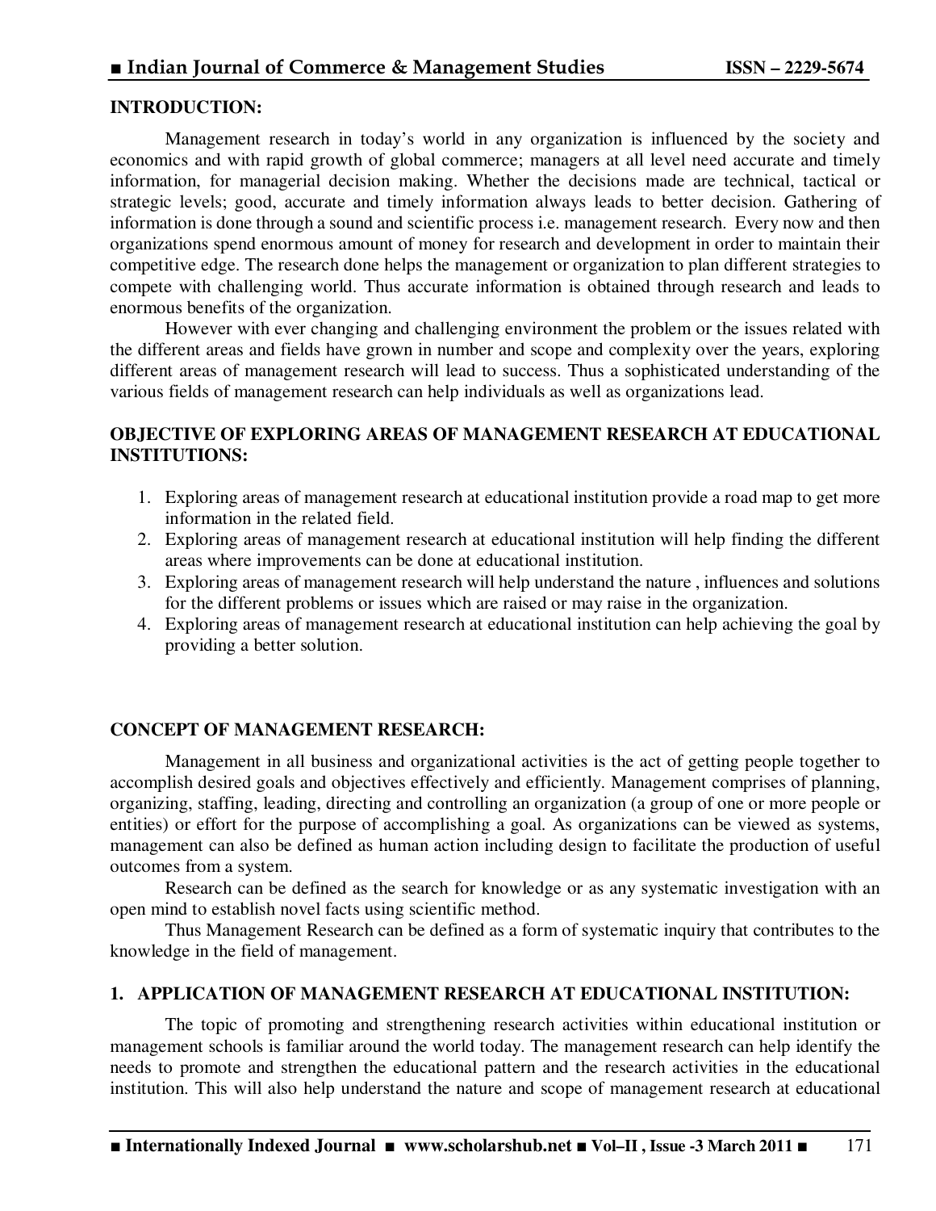## INTRODUCTION:

Management research in today's world in any organization is influenced by the society and economics and with rapid growth of global commerce; managers at all level need accurate and timely information, for managerial decision making. Whether the decisions made are technical, tactical or strategic levels; good, accurate and timely information always leads to better decision. Gathering of information is done through a sound and scientific process i.e. management research. Every now and then organizations spend enormous amount of money for research and development in order to maintain their competitive edge. The research done helps the management or organization to plan different strategies to compete with challenging world. Thus accurate information is obtained through research and leads to enormous benefits of the organization.

However with ever changing and challenging environment the problem or the issues related with the different areas and fields have grown in number and scope and complexity over the years, exploring different areas of management research will lead to success. Thus a sophisticated understanding of the various fields of management research can help individuals as well as organizations lead.

## OBJECTIVE OF EXPLORING AREAS OF MANAGEMENT RESEARCH AT EDUCATIONAL INSTITUTIONS:

1. Exploring areas of management research at educational institution provide a road map to get more information in the related field.
2. Exploring areas of management research at educational institution will help finding the different areas where improvements can be done at educational institution.
3. Exploring areas of management research will help understand the nature , influences and solutions for the different problems or issues which are raised or may raise in the organization.
4. Exploring areas of management research at educational institution can help achieving the goal by providing a better solution.

## CONCEPT OF MANAGEMENT RESEARCH:

Management in all business and organizational activities is the act of getting people together to accomplish desired goals and objectives effectively and efficiently. Management comprises of planning, organizing, staffing, leading, directing and controlling an organization (a group of one or more people or entities) or effort for the purpose of accomplishing a goal. As organizations can be viewed as systems, management can also be defined as human action including design to facilitate the production of useful outcomes from a system.

Research can be defined as the search for knowledge or as any systematic investigation with an open mind to establish novel facts using scientific method.

Thus Management Research can be defined as a form of systematic inquiry that contributes to the knowledge in the field of management.

## 1. APPLICATION OF MANAGEMENT RESEARCH AT EDUCATIONAL INSTITUTION:

The topic of promoting and strengthening research activities within educational institution or management schools is familiar around the world today. The management research can help identify the needs to promote and strengthen the educational pattern and the research activities in the educational institution. This will also help understand the nature and scope of management research at educational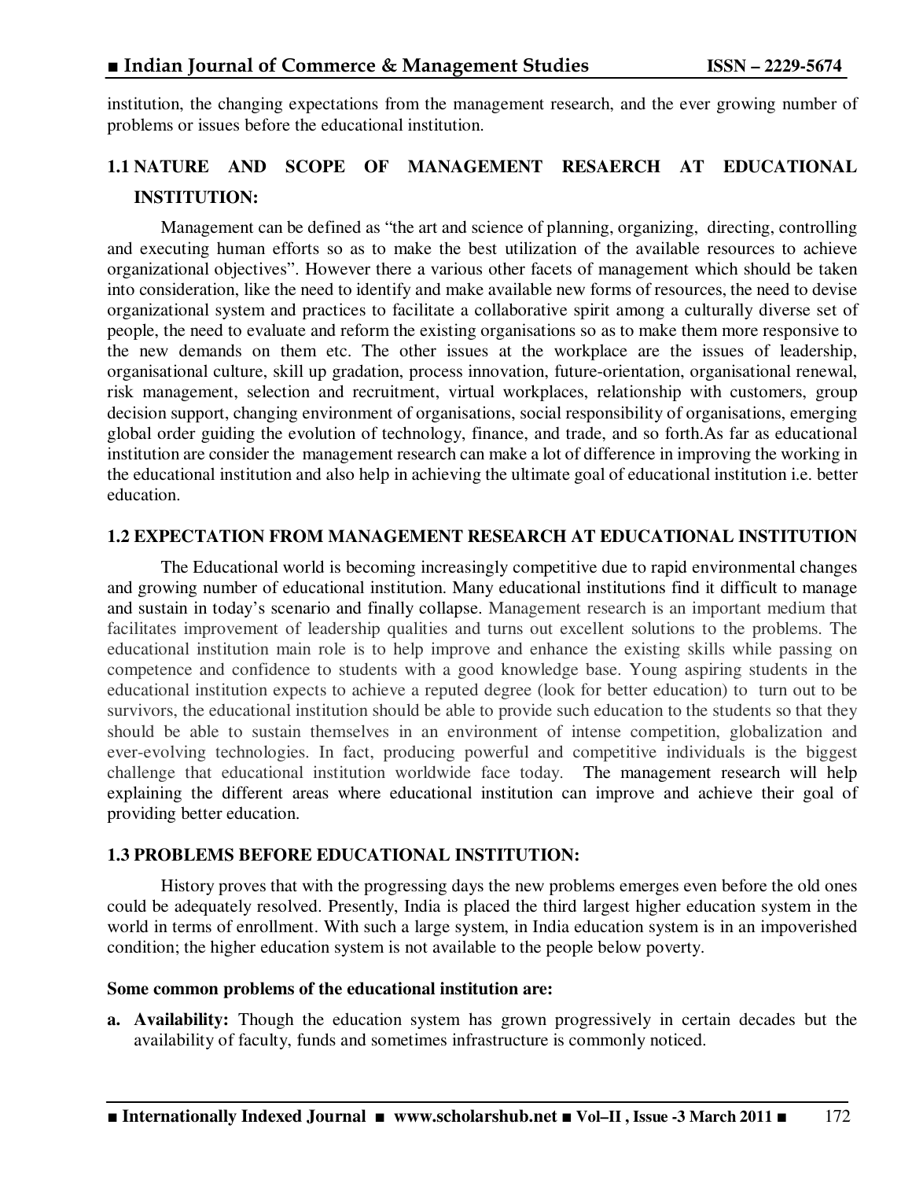institution, the changing expectations from the management research, and the ever growing number of problems or issues before the educational institution.

## 1.1 NATURE AND SCOPE OF MANAGEMENT RESAERCH AT EDUCATIONAL INSTITUTION:

Management can be defined as "the art and science of planning, organizing, directing, controlling and executing human efforts so as to make the best utilization of the available resources to achieve organizational objectives". However there a various other facets of management which should be taken into consideration, like the need to identify and make available new forms of resources, the need to devise organizational system and practices to facilitate a collaborative spirit among a culturally diverse set of people, the need to evaluate and reform the existing organisations so as to make them more responsive to the new demands on them etc. The other issues at the workplace are the issues of leadership, organisational culture, skill up gradation, process innovation, future-orientation, organisational renewal, risk management, selection and recruitment, virtual workplaces, relationship with customers, group decision support, changing environment of organisations, social responsibility of organisations, emerging global order guiding the evolution of technology, finance, and trade, and so forth.As far as educational institution are consider the management research can make a lot of difference in improving the working in the educational institution and also help in achieving the ultimate goal of educational institution i.e. better education.

## 1.2 EXPECTATION FROM MANAGEMENT RESEARCH AT EDUCATIONAL INSTITUTION

The Educational world is becoming increasingly competitive due to rapid environmental changes and growing number of educational institution. Many educational institutions find it difficult to manage and sustain in today's scenario and finally collapse. Management research is an important medium that facilitates improvement of leadership qualities and turns out excellent solutions to the problems. The educational institution main role is to help improve and enhance the existing skills while passing on competence and confidence to students with a good knowledge base. Young aspiring students in the educational institution expects to achieve a reputed degree (look for better education) to turn out to be survivors, the educational institution should be able to provide such education to the students so that they should be able to sustain themselves in an environment of intense competition, globalization and ever-evolving technologies. In fact, producing powerful and competitive individuals is the biggest challenge that educational institution worldwide face today. The management research will help explaining the different areas where educational institution can improve and achieve their goal of providing better education.

## 1.3 PROBLEMS BEFORE EDUCATIONAL INSTITUTION:

History proves that with the progressing days the new problems emerges even before the old ones could be adequately resolved. Presently, India is placed the third largest higher education system in the world in terms of enrollment. With such a large system, in India education system is in an impoverished condition; the higher education system is not available to the people below poverty.

**Some common problems of the educational institution are:**

a. **Availability:** Though the education system has grown progressively in certain decades but the availability of faculty, funds and sometimes infrastructure is commonly noticed.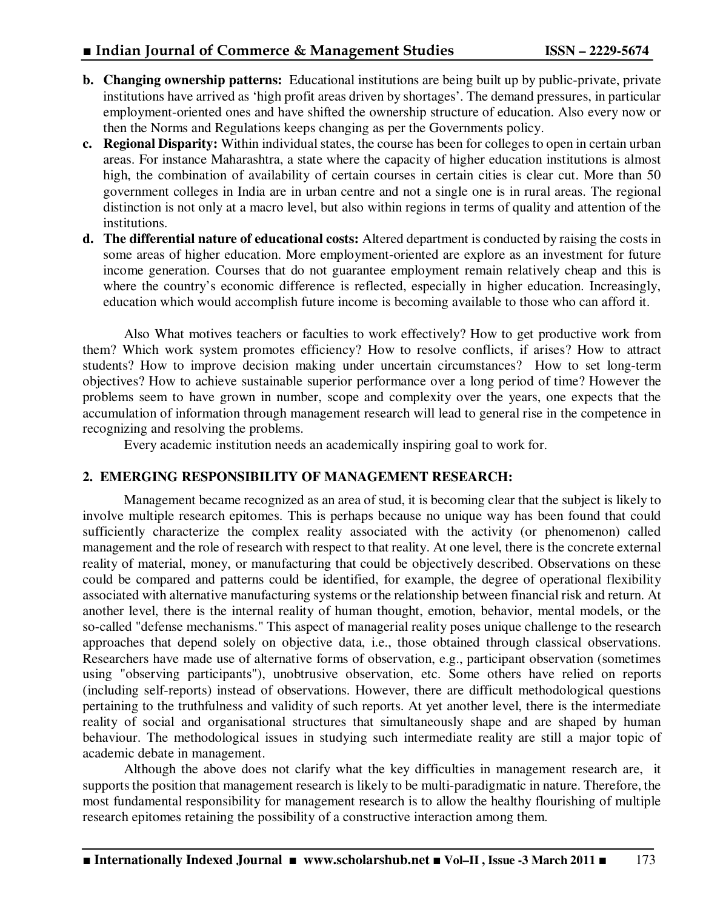**b. Changing ownership patterns:** Educational institutions are being built up by public-private, private institutions have arrived as 'high profit areas driven by shortages'. The demand pressures, in particular employment-oriented ones and have shifted the ownership structure of education. Also every now or then the Norms and Regulations keeps changing as per the Governments policy.

**c. Regional Disparity:** Within individual states, the course has been for colleges to open in certain urban areas. For instance Maharashtra, a state where the capacity of higher education institutions is almost high, the combination of availability of certain courses in certain cities is clear cut. More than 50 government colleges in India are in urban centre and not a single one is in rural areas. The regional distinction is not only at a macro level, but also within regions in terms of quality and attention of the institutions.

**d. The differential nature of educational costs:** Altered department is conducted by raising the costs in some areas of higher education. More employment-oriented are explore as an investment for future income generation. Courses that do not guarantee employment remain relatively cheap and this is where the country's economic difference is reflected, especially in higher education. Increasingly, education which would accomplish future income is becoming available to those who can afford it.

Also What motives teachers or faculties to work effectively? How to get productive work from them? Which work system promotes efficiency? How to resolve conflicts, if arises? How to attract students? How to improve decision making under uncertain circumstances? How to set long-term objectives? How to achieve sustainable superior performance over a long period of time? However the problems seem to have grown in number, scope and complexity over the years, one expects that the accumulation of information through management research will lead to general rise in the competence in recognizing and resolving the problems.

Every academic institution needs an academically inspiring goal to work for.

## 2. EMERGING RESPONSIBILITY OF MANAGEMENT RESEARCH:

Management became recognized as an area of stud, it is becoming clear that the subject is likely to involve multiple research epitomes. This is perhaps because no unique way has been found that could sufficiently characterize the complex reality associated with the activity (or phenomenon) called management and the role of research with respect to that reality. At one level, there is the concrete external reality of material, money, or manufacturing that could be objectively described. Observations on these could be compared and patterns could be identified, for example, the degree of operational flexibility associated with alternative manufacturing systems or the relationship between financial risk and return. At another level, there is the internal reality of human thought, emotion, behavior, mental models, or the so-called "defense mechanisms." This aspect of managerial reality poses unique challenge to the research approaches that depend solely on objective data, i.e., those obtained through classical observations. Researchers have made use of alternative forms of observation, e.g., participant observation (sometimes using "observing participants"), unobtrusive observation, etc. Some others have relied on reports (including self-reports) instead of observations. However, there are difficult methodological questions pertaining to the truthfulness and validity of such reports. At yet another level, there is the intermediate reality of social and organisational structures that simultaneously shape and are shaped by human behaviour. The methodological issues in studying such intermediate reality are still a major topic of academic debate in management.

Although the above does not clarify what the key difficulties in management research are, it supports the position that management research is likely to be multi-paradigmatic in nature. Therefore, the most fundamental responsibility for management research is to allow the healthy flourishing of multiple research epitomes retaining the possibility of a constructive interaction among them.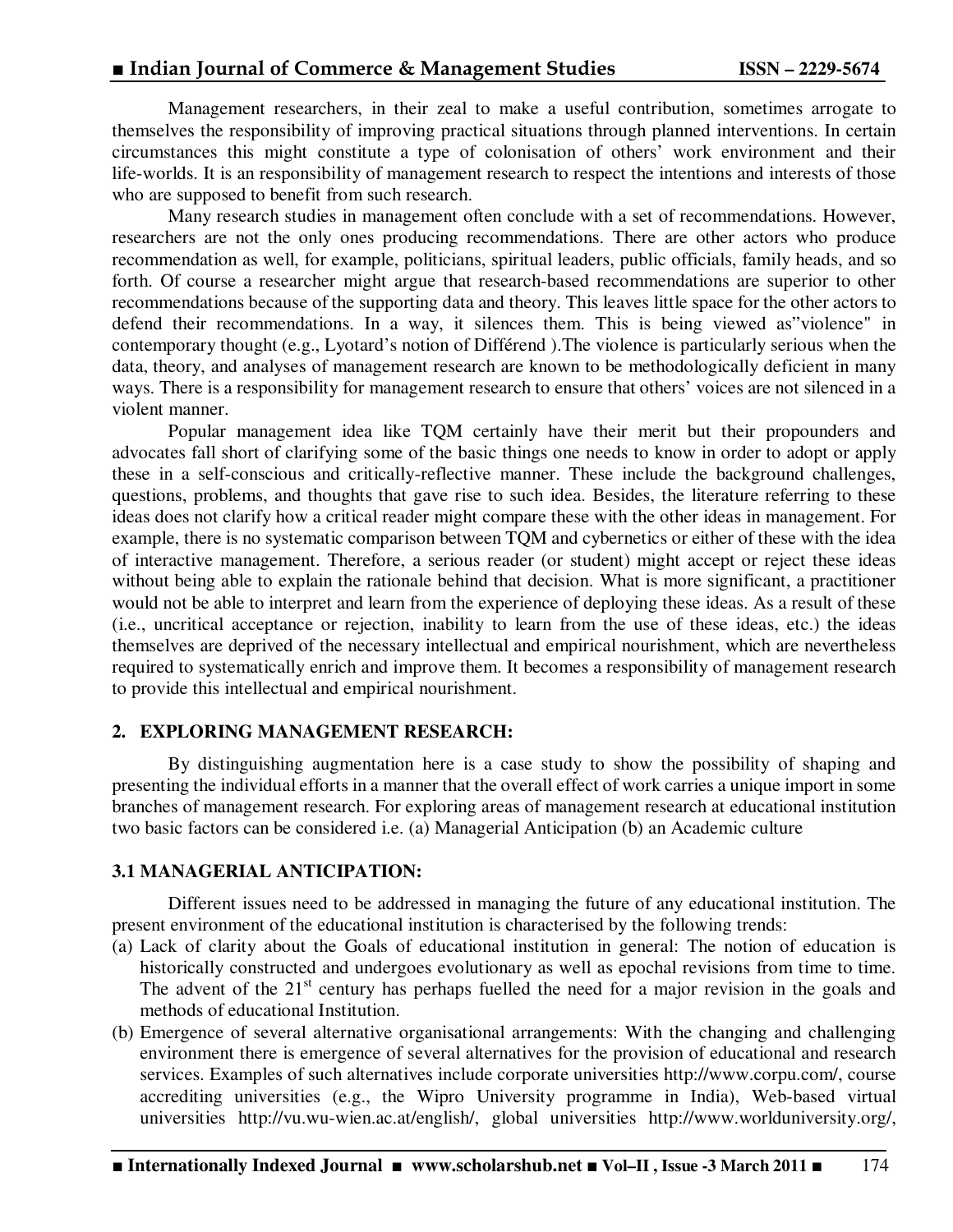Management researchers, in their zeal to make a useful contribution, sometimes arrogate to themselves the responsibility of improving practical situations through planned interventions. In certain circumstances this might constitute a type of colonisation of others' work environment and their life-worlds. It is an responsibility of management research to respect the intentions and interests of those who are supposed to benefit from such research.

Many research studies in management often conclude with a set of recommendations. However, researchers are not the only ones producing recommendations. There are other actors who produce recommendation as well, for example, politicians, spiritual leaders, public officials, family heads, and so forth. Of course a researcher might argue that research-based recommendations are superior to other recommendations because of the supporting data and theory. This leaves little space for the other actors to defend their recommendations. In a way, it silences them. This is being viewed as"violence" in contemporary thought (e.g., Lyotard's notion of Différend ).The violence is particularly serious when the data, theory, and analyses of management research are known to be methodologically deficient in many ways. There is a responsibility for management research to ensure that others' voices are not silenced in a violent manner.

Popular management idea like TQM certainly have their merit but their propounders and advocates fall short of clarifying some of the basic things one needs to know in order to adopt or apply these in a self-conscious and critically-reflective manner. These include the background challenges, questions, problems, and thoughts that gave rise to such idea. Besides, the literature referring to these ideas does not clarify how a critical reader might compare these with the other ideas in management. For example, there is no systematic comparison between TQM and cybernetics or either of these with the idea of interactive management. Therefore, a serious reader (or student) might accept or reject these ideas without being able to explain the rationale behind that decision. What is more significant, a practitioner would not be able to interpret and learn from the experience of deploying these ideas. As a result of these (i.e., uncritical acceptance or rejection, inability to learn from the use of these ideas, etc.) the ideas themselves are deprived of the necessary intellectual and empirical nourishment, which are nevertheless required to systematically enrich and improve them. It becomes a responsibility of management research to provide this intellectual and empirical nourishment.

## 2. EXPLORING MANAGEMENT RESEARCH:

By distinguishing augmentation here is a case study to show the possibility of shaping and presenting the individual efforts in a manner that the overall effect of work carries a unique import in some branches of management research. For exploring areas of management research at educational institution two basic factors can be considered i.e. (a) Managerial Anticipation (b) an Academic culture

### 3.1 MANAGERIAL ANTICIPATION:

Different issues need to be addressed in managing the future of any educational institution. The present environment of the educational institution is characterised by the following trends:

(a) Lack of clarity about the Goals of educational institution in general: The notion of education is historically constructed and undergoes evolutionary as well as epochal revisions from time to time. The advent of the 21st century has perhaps fuelled the need for a major revision in the goals and methods of educational Institution.

(b) Emergence of several alternative organisational arrangements: With the changing and challenging environment there is emergence of several alternatives for the provision of educational and research services. Examples of such alternatives include corporate universities http://www.corpu.com/, course accrediting universities (e.g., the Wipro University programme in India), Web-based virtual universities http://vu.wu-wien.ac.at/english/, global universities http://www.worlduniversity.org/,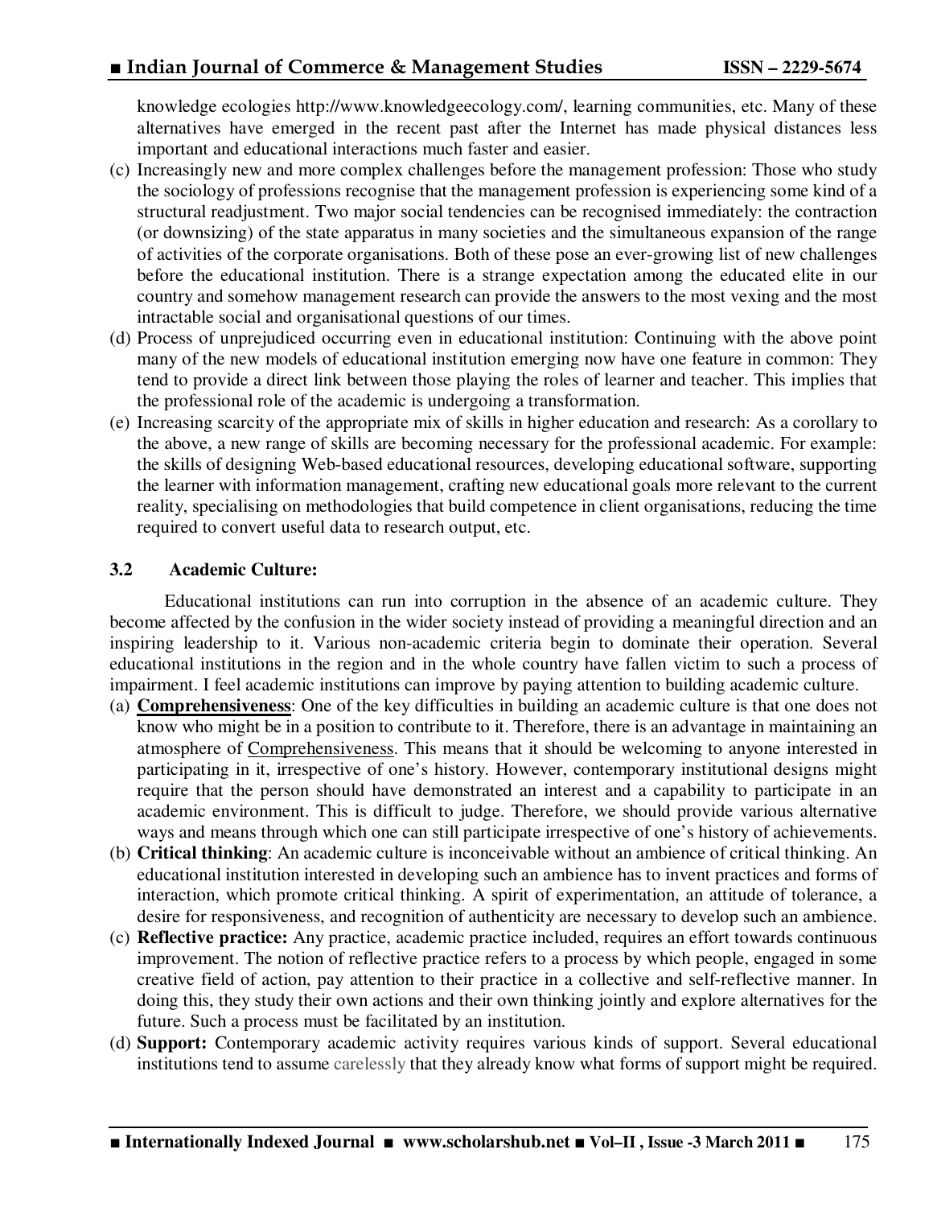knowledge ecologies http://www.knowledgeecology.com/, learning communities, etc. Many of these alternatives have emerged in the recent past after the Internet has made physical distances less important and educational interactions much faster and easier.

(c) Increasingly new and more complex challenges before the management profession: Those who study the sociology of professions recognise that the management profession is experiencing some kind of a structural readjustment. Two major social tendencies can be recognised immediately: the contraction (or downsizing) of the state apparatus in many societies and the simultaneous expansion of the range of activities of the corporate organisations. Both of these pose an ever-growing list of new challenges before the educational institution. There is a strange expectation among the educated elite in our country and somehow management research can provide the answers to the most vexing and the most intractable social and organisational questions of our times.

(d) Process of unprejudiced occurring even in educational institution: Continuing with the above point many of the new models of educational institution emerging now have one feature in common: They tend to provide a direct link between those playing the roles of learner and teacher. This implies that the professional role of the academic is undergoing a transformation.

(e) Increasing scarcity of the appropriate mix of skills in higher education and research: As a corollary to the above, a new range of skills are becoming necessary for the professional academic. For example: the skills of designing Web-based educational resources, developing educational software, supporting the learner with information management, crafting new educational goals more relevant to the current reality, specialising on methodologies that build competence in client organisations, reducing the time required to convert useful data to research output, etc.

### 3.2 Academic Culture:

Educational institutions can run into corruption in the absence of an academic culture. They become affected by the confusion in the wider society instead of providing a meaningful direction and an inspiring leadership to it. Various non-academic criteria begin to dominate their operation. Several educational institutions in the region and in the whole country have fallen victim to such a process of impairment. I feel academic institutions can improve by paying attention to building academic culture.

(a) **Comprehensiveness**: One of the key difficulties in building an academic culture is that one does not know who might be in a position to contribute to it. Therefore, there is an advantage in maintaining an atmosphere of Comprehensiveness. This means that it should be welcoming to anyone interested in participating in it, irrespective of one's history. However, contemporary institutional designs might require that the person should have demonstrated an interest and a capability to participate in an academic environment. This is difficult to judge. Therefore, we should provide various alternative ways and means through which one can still participate irrespective of one's history of achievements.

(b) **Critical thinking**: An academic culture is inconceivable without an ambience of critical thinking. An educational institution interested in developing such an ambience has to invent practices and forms of interaction, which promote critical thinking. A spirit of experimentation, an attitude of tolerance, a desire for responsiveness, and recognition of authenticity are necessary to develop such an ambience.

(c) **Reflective practice:** Any practice, academic practice included, requires an effort towards continuous improvement. The notion of reflective practice refers to a process by which people, engaged in some creative field of action, pay attention to their practice in a collective and self-reflective manner. In doing this, they study their own actions and their own thinking jointly and explore alternatives for the future. Such a process must be facilitated by an institution.

(d) **Support:** Contemporary academic activity requires various kinds of support. Several educational institutions tend to assume carelessly that they already know what forms of support might be required.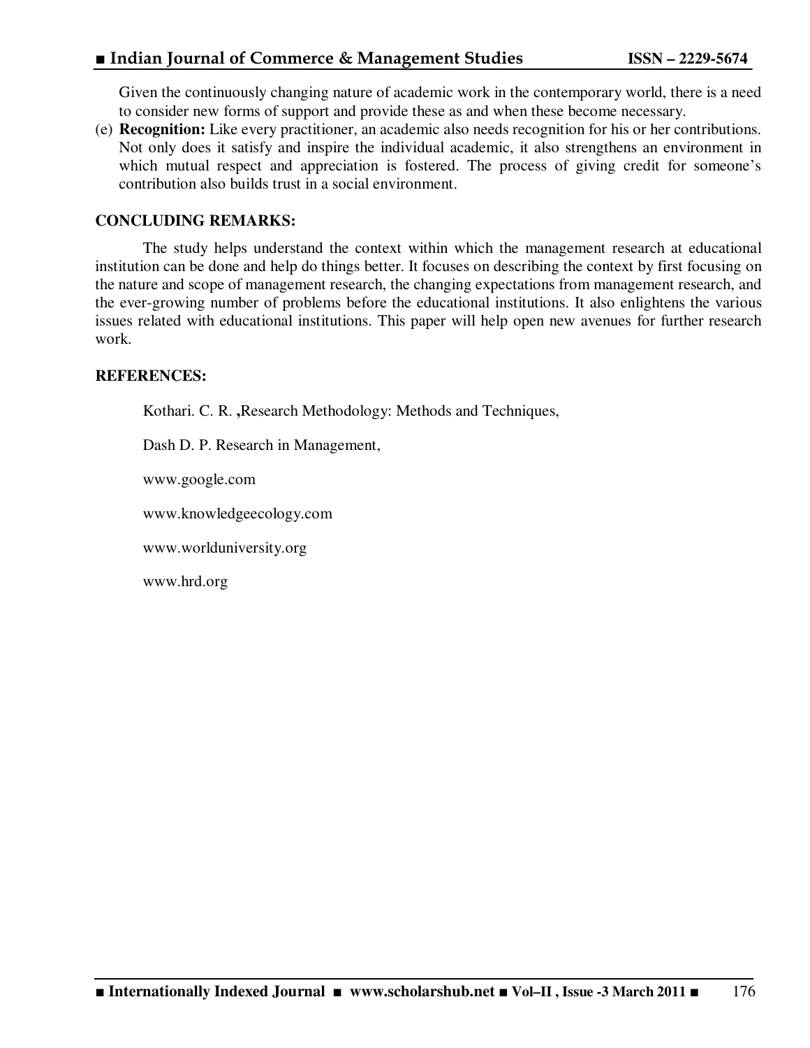Given the continuously changing nature of academic work in the contemporary world, there is a need to consider new forms of support and provide these as and when these become necessary.

(e) **Recognition:** Like every practitioner, an academic also needs recognition for his or her contributions. Not only does it satisfy and inspire the individual academic, it also strengthens an environment in which mutual respect and appreciation is fostered. The process of giving credit for someone's contribution also builds trust in a social environment.

## CONCLUDING REMARKS:

The study helps understand the context within which the management research at educational institution can be done and help do things better. It focuses on describing the context by first focusing on the nature and scope of management research, the changing expectations from management research, and the ever-growing number of problems before the educational institutions. It also enlightens the various issues related with educational institutions. This paper will help open new avenues for further research work.

## REFERENCES:

Kothari. C. R. **,**Research Methodology: Methods and Techniques,

Dash D. P. Research in Management,

www.google.com

www.knowledgeecology.com

www.worlduniversity.org

www.hrd.org